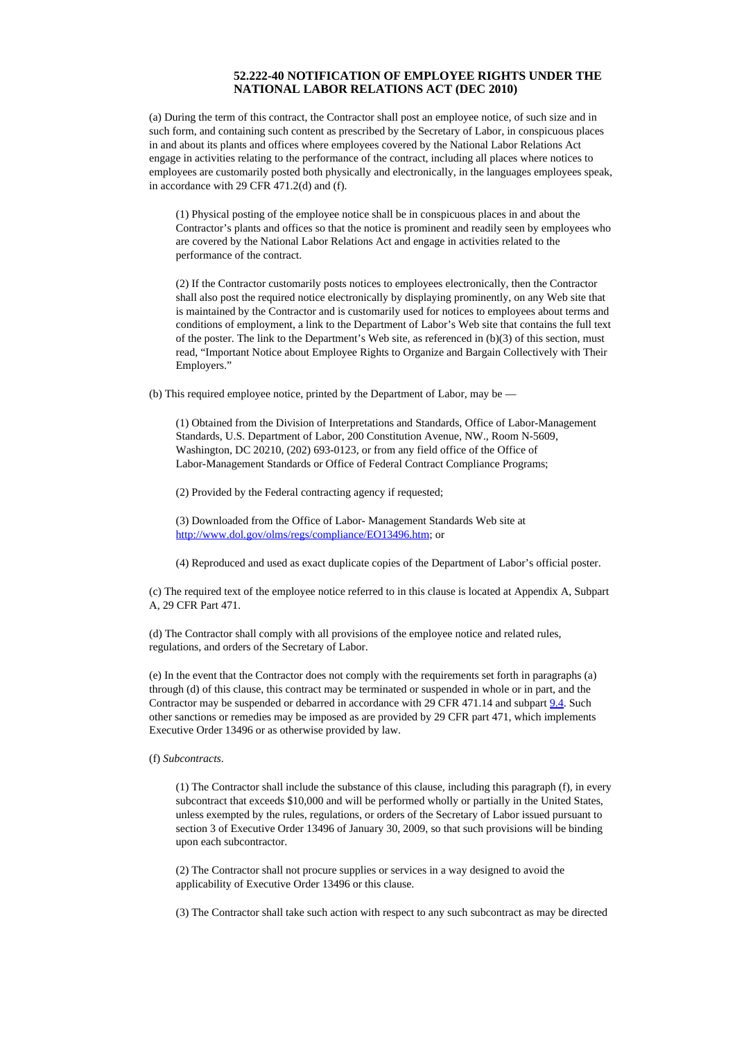## 52.222-40 NOTIFICATION OF EMPLOYEE RIGHTS UNDER THE NATIONAL LABOR RELATIONS ACT (DEC 2010)

(a) During the term of this contract, the Contractor shall post an employee notice, of such size and in such form, and containing such content as prescribed by the Secretary of Labor, in conspicuous places in and about its plants and offices where employees covered by the National Labor Relations Act engage in activities relating to the performance of the contract, including all places where notices to employees are customarily posted both physically and electronically, in the languages employees speak, in accordance with 29 CFR 471.2(d) and (f).

(1) Physical posting of the employee notice shall be in conspicuous places in and about the Contractor's plants and offices so that the notice is prominent and readily seen by employees who are covered by the National Labor Relations Act and engage in activities related to the performance of the contract.

(2) If the Contractor customarily posts notices to employees electronically, then the Contractor shall also post the required notice electronically by displaying prominently, on any Web site that is maintained by the Contractor and is customarily used for notices to employees about terms and conditions of employment, a link to the Department of Labor's Web site that contains the full text of the poster. The link to the Department's Web site, as referenced in (b)(3) of this section, must read, "Important Notice about Employee Rights to Organize and Bargain Collectively with Their Employers."

(b) This required employee notice, printed by the Department of Labor, may be —

(1) Obtained from the Division of Interpretations and Standards, Office of Labor-Management Standards, U.S. Department of Labor, 200 Constitution Avenue, NW., Room N-5609, Washington, DC 20210, (202) 693-0123, or from any field office of the Office of Labor-Management Standards or Office of Federal Contract Compliance Programs;

(2) Provided by the Federal contracting agency if requested;

(3) Downloaded from the Office of Labor- Management Standards Web site at http://www.dol.gov/olms/regs/compliance/EO13496.htm; or

(4) Reproduced and used as exact duplicate copies of the Department of Labor's official poster.

(c) The required text of the employee notice referred to in this clause is located at Appendix A, Subpart A, 29 CFR Part 471.

(d) The Contractor shall comply with all provisions of the employee notice and related rules, regulations, and orders of the Secretary of Labor.

(e) In the event that the Contractor does not comply with the requirements set forth in paragraphs (a) through (d) of this clause, this contract may be terminated or suspended in whole or in part, and the Contractor may be suspended or debarred in accordance with 29 CFR 471.14 and subpart 9.4. Such other sanctions or remedies may be imposed as are provided by 29 CFR part 471, which implements Executive Order 13496 or as otherwise provided by law.

(f) *Subcontracts*.

(1) The Contractor shall include the substance of this clause, including this paragraph (f), in every subcontract that exceeds $10,000 and will be performed wholly or partially in the United States, unless exempted by the rules, regulations, or orders of the Secretary of Labor issued pursuant to section 3 of Executive Order 13496 of January 30, 2009, so that such provisions will be binding upon each subcontractor.

(2) The Contractor shall not procure supplies or services in a way designed to avoid the applicability of Executive Order 13496 or this clause.

(3) The Contractor shall take such action with respect to any such subcontract as may be directed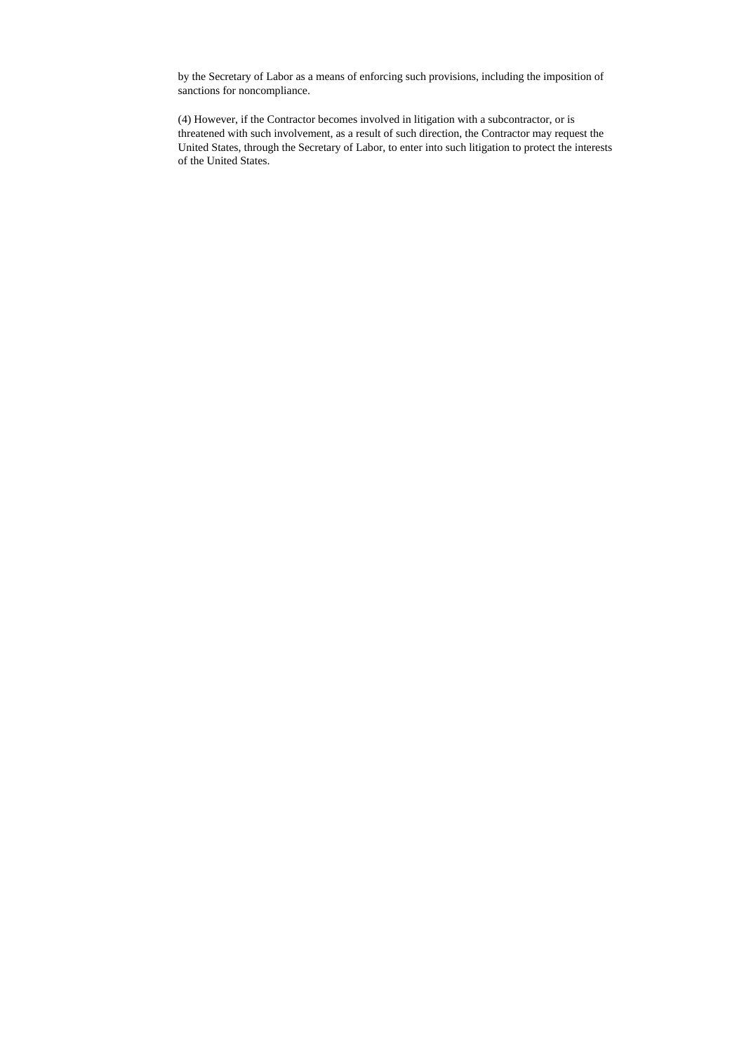by the Secretary of Labor as a means of enforcing such provisions, including the imposition of sanctions for noncompliance.

(4) However, if the Contractor becomes involved in litigation with a subcontractor, or is threatened with such involvement, as a result of such direction, the Contractor may request the United States, through the Secretary of Labor, to enter into such litigation to protect the interests of the United States.